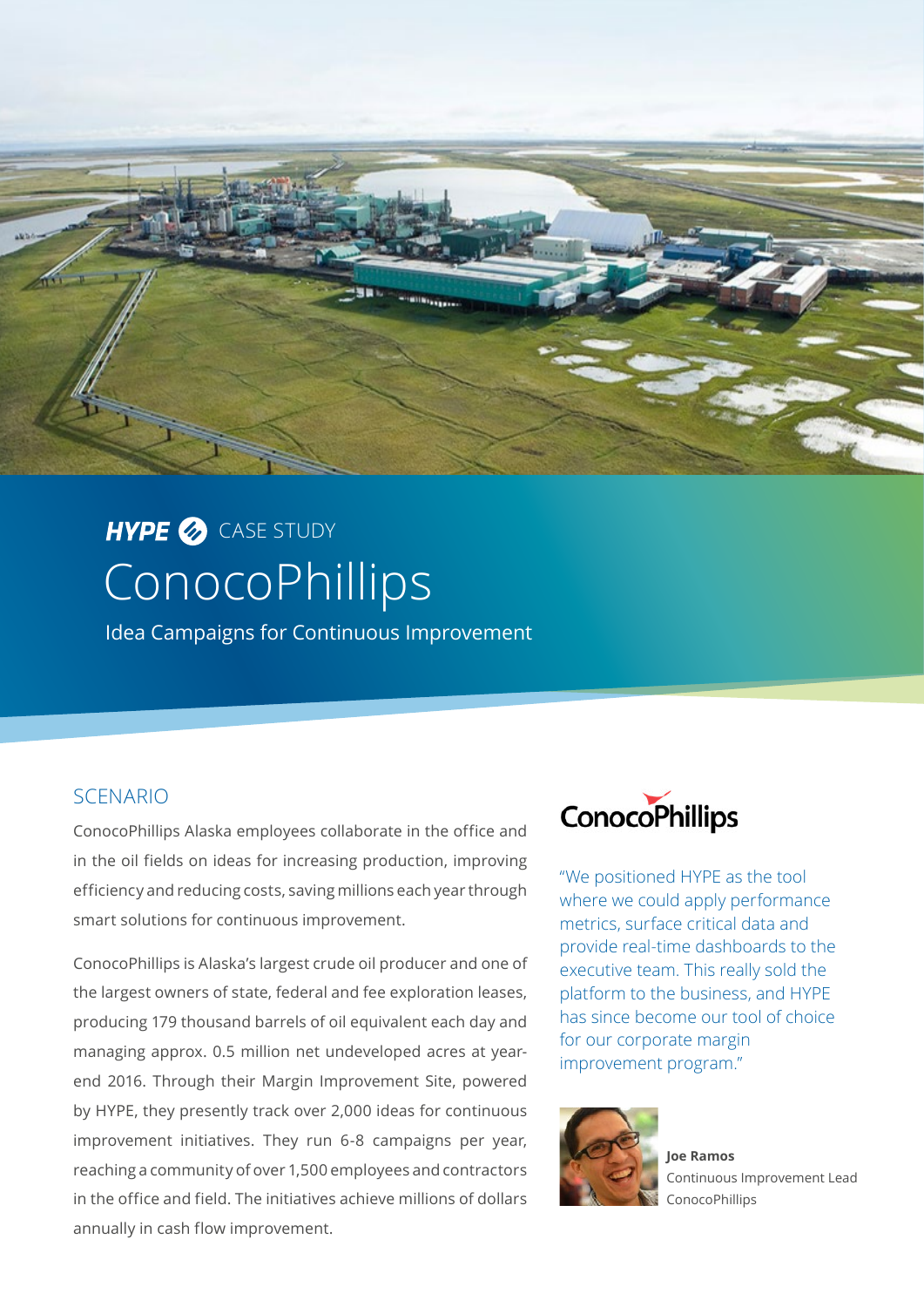**HYPE** CASE STUDY

# ConocoPhillips

Idea Campaigns for Continuous Improvement

## SCENARIO

ConocoPhillips Alaska employees collaborate in the office and in the oil fields on ideas for increasing production, improving efficiency and reducing costs, saving millions each year through smart solutions for continuous improvement.

ConocoPhillips is Alaska's largest crude oil producer and one of the largest owners of state, federal and fee exploration leases, producing 179 thousand barrels of oil equivalent each day and managing approx. 0.5 million net undeveloped acres at year-end 2016. Through their Margin Improvement Site, powered by HYPE, they presently track over 2,000 ideas for continuous improvement initiatives. They run 6-8 campaigns per year, reaching a community of over 1,500 employees and contractors in the office and field. The initiatives achieve millions of dollars annually in cash flow improvement.

ConocoPhillips

"We positioned HYPE as the tool where we could apply performance metrics, surface critical data and provide real-time dashboards to the executive team. This really sold the platform to the business, and HYPE has since become our tool of choice for our corporate margin improvement program."

**Joe Ramos**
Continuous Improvement Lead
ConocoPhillips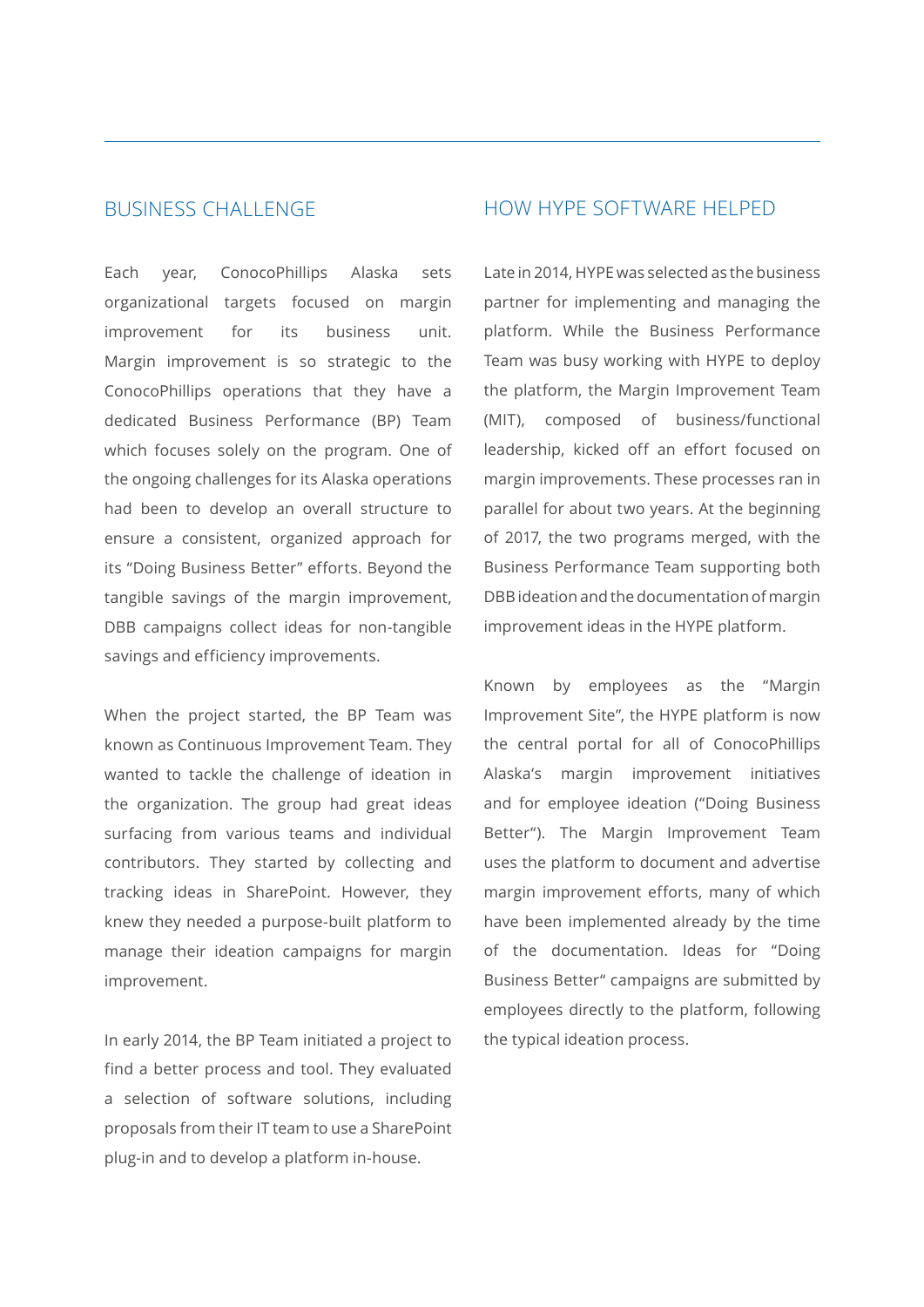## BUSINESS CHALLENGE

Each year, ConocoPhillips Alaska sets organizational targets focused on margin improvement for its business unit. Margin improvement is so strategic to the ConocoPhillips operations that they have a dedicated Business Performance (BP) Team which focuses solely on the program. One of the ongoing challenges for its Alaska operations had been to develop an overall structure to ensure a consistent, organized approach for its "Doing Business Better" efforts. Beyond the tangible savings of the margin improvement, DBB campaigns collect ideas for non-tangible savings and efficiency improvements.

When the project started, the BP Team was known as Continuous Improvement Team. They wanted to tackle the challenge of ideation in the organization. The group had great ideas surfacing from various teams and individual contributors. They started by collecting and tracking ideas in SharePoint. However, they knew they needed a purpose-built platform to manage their ideation campaigns for margin improvement.

In early 2014, the BP Team initiated a project to find a better process and tool. They evaluated a selection of software solutions, including proposals from their IT team to use a SharePoint plug-in and to develop a platform in-house.

## HOW HYPE SOFTWARE HELPED

Late in 2014, HYPE was selected as the business partner for implementing and managing the platform. While the Business Performance Team was busy working with HYPE to deploy the platform, the Margin Improvement Team (MIT), composed of business/functional leadership, kicked off an effort focused on margin improvements. These processes ran in parallel for about two years. At the beginning of 2017, the two programs merged, with the Business Performance Team supporting both DBB ideation and the documentation of margin improvement ideas in the HYPE platform.

Known by employees as the "Margin Improvement Site", the HYPE platform is now the central portal for all of ConocoPhillips Alaska's margin improvement initiatives and for employee ideation ("Doing Business Better"). The Margin Improvement Team uses the platform to document and advertise margin improvement efforts, many of which have been implemented already by the time of the documentation. Ideas for "Doing Business Better" campaigns are submitted by employees directly to the platform, following the typical ideation process.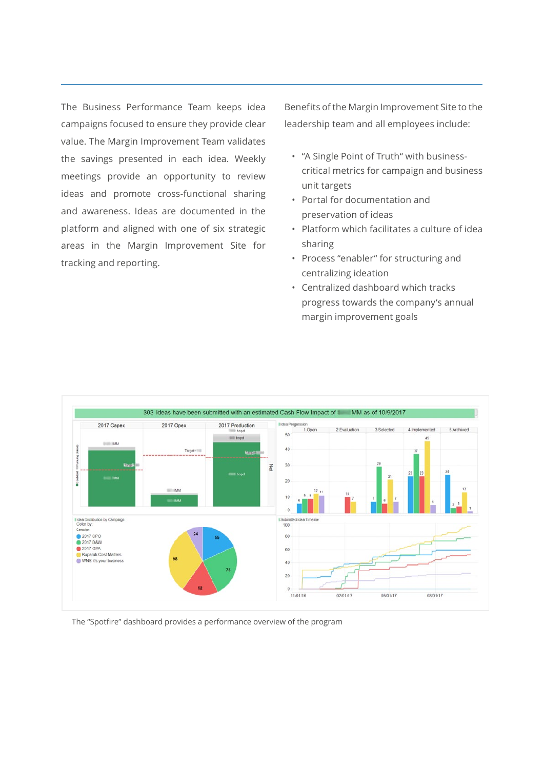The Business Performance Team keeps idea campaigns focused to ensure they provide clear value. The Margin Improvement Team validates the savings presented in each idea. Weekly meetings provide an opportunity to review ideas and promote cross-functional sharing and awareness. Ideas are documented in the platform and aligned with one of six strategic areas in the Margin Improvement Site for tracking and reporting.

Benefits of the Margin Improvement Site to the leadership team and all employees include:

- "A Single Point of Truth" with business-critical metrics for campaign and business unit targets
- Portal for documentation and preservation of ideas
- Platform which facilitates a culture of idea sharing
- Process "enabler" for structuring and centralizing ideation
- Centralized dashboard which tracks progress towards the company's annual margin improvement goals

The "Spotfire" dashboard provides a performance overview of the program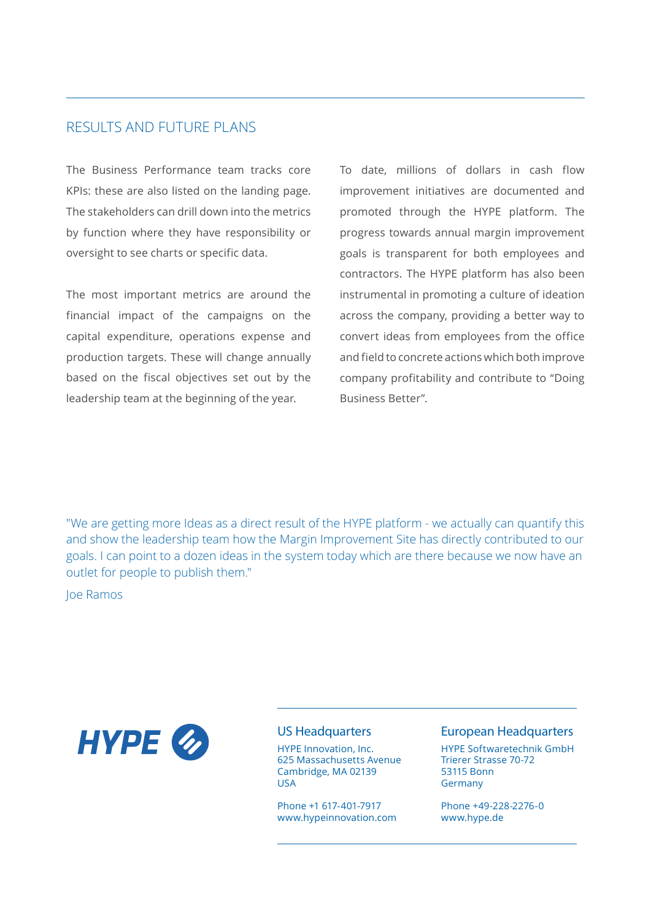## RESULTS AND FUTURE PLANS

The Business Performance team tracks core KPIs: these are also listed on the landing page. The stakeholders can drill down into the metrics by function where they have responsibility or oversight to see charts or specific data.

The most important metrics are around the financial impact of the campaigns on the capital expenditure, operations expense and production targets. These will change annually based on the fiscal objectives set out by the leadership team at the beginning of the year.

To date, millions of dollars in cash flow improvement initiatives are documented and promoted through the HYPE platform. The progress towards annual margin improvement goals is transparent for both employees and contractors. The HYPE platform has also been instrumental in promoting a culture of ideation across the company, providing a better way to convert ideas from employees from the office and field to concrete actions which both improve company profitability and contribute to "Doing Business Better".

"We are getting more Ideas as a direct result of the HYPE platform - we actually can quantify this and show the leadership team how the Margin Improvement Site has directly contributed to our goals. I can point to a dozen ideas in the system today which are there because we now have an outlet for people to publish them."

Joe Ramos

HYPE

### US Headquarters

HYPE Innovation, Inc.
625 Massachusetts Avenue
Cambridge, MA 02139
USA

Phone +1 617-401-7917
www.hypeinnovation.com

### European Headquarters

HYPE Softwaretechnik GmbH
Trierer Strasse 70-72
53115 Bonn
Germany

Phone +49-228-2276-0
www.hype.de